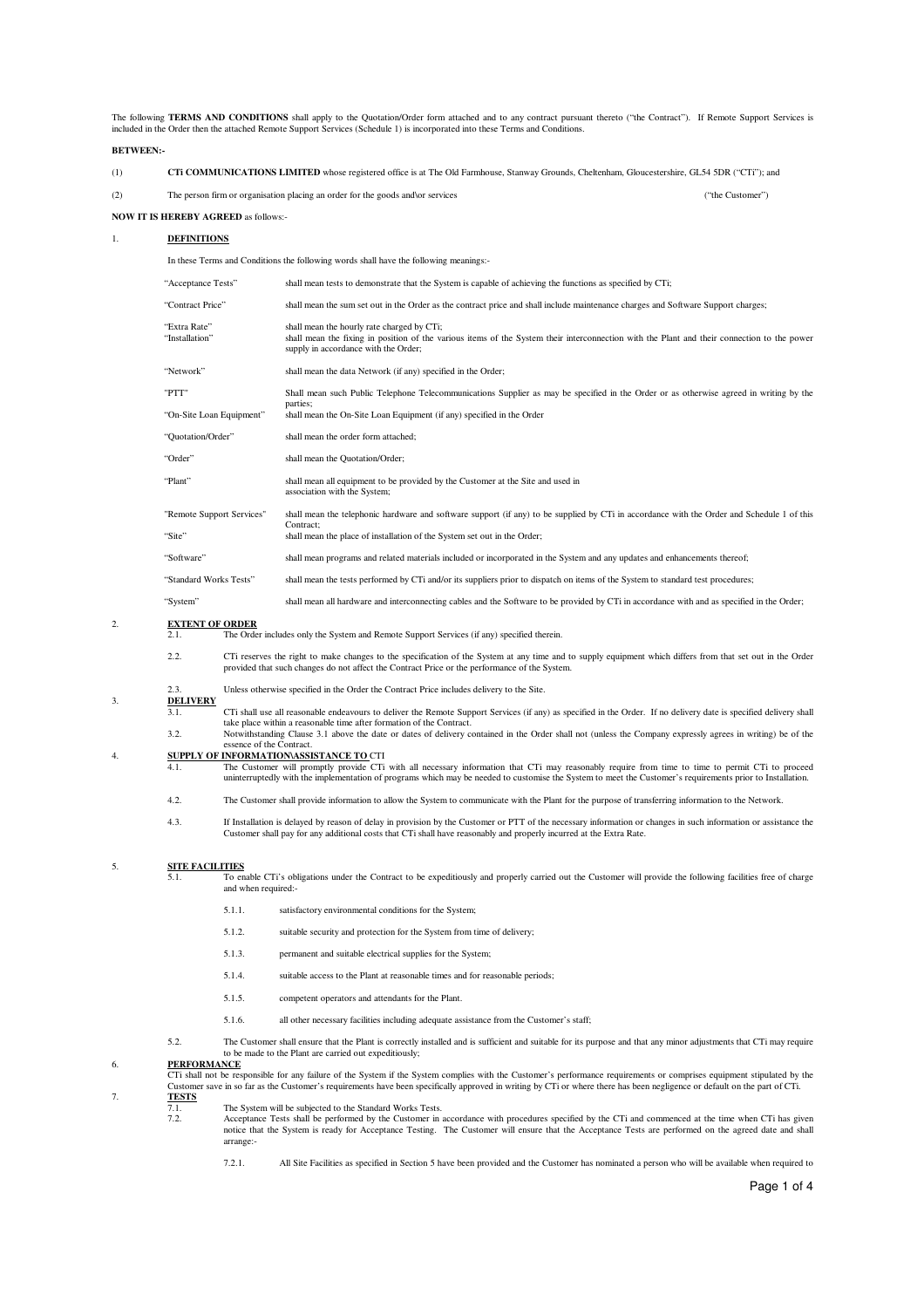The following **TERMS AND CONDITIONS** shall apply to the Quotation/Order form attached and to any contract pursuant thereto ("the Contract"). If Remote Support Services is included in the Order then the attached Remote Support Services (Schedule 1) is incorporated into these Terms and Conditions.

**BETWEEN:-**

(1) **CTi COMMUNICATIONS LIMITED** whose registered office is at The Old Farmhouse, Stanway Grounds, Cheltenham, Gloucestershire, GL54 5DR ("CTi"); and

(2) The person firm or organisation placing an order for the goods and\or services ("the Customer")

**NOW IT IS HEREBY AGREED** as follows:-

1. **DEFINITIONS**

In these Terms and Conditions the following words shall have the following meanings:-

| | |
|---|---|
| "Acceptance Tests" | shall mean tests to demonstrate that the System is capable of achieving the functions as specified by CTi; |
| "Contract Price" | shall mean the sum set out in the Order as the contract price and shall include maintenance charges and Software Support charges; |
| "Extra Rate" | shall mean the hourly rate charged by CTi; |
| "Installation" | shall mean the fixing in position of the various items of the System their interconnection with the Plant and their connection to the power supply in accordance with the Order; |
| "Network" | shall mean the data Network (if any) specified in the Order; |
| "PTT" | Shall mean such Public Telephone Telecommunications Supplier as may be specified in the Order or as otherwise agreed in writing by the parties; |
| "On-Site Loan Equipment" | shall mean the On-Site Loan Equipment (if any) specified in the Order |
| "Quotation/Order" | shall mean the order form attached; |
| "Order" | shall mean the Quotation/Order; |
| "Plant" | shall mean all equipment to be provided by the Customer at the Site and used in association with the System; |
| "Remote Support Services" | shall mean the telephonic hardware and software support (if any) to be supplied by CTi in accordance with the Order and Schedule 1 of this Contract; |
| "Site" | shall mean the place of installation of the System set out in the Order; |
| "Software" | shall mean programs and related materials included or incorporated in the System and any updates and enhancements thereof; |
| "Standard Works Tests" | shall mean the tests performed by CTi and/or its suppliers prior to dispatch on items of the System to standard test procedures; |
| "System" | shall mean all hardware and interconnecting cables and the Software to be provided by CTi in accordance with and as specified in the Order; |

2. **EXTENT OF ORDER**

2.1. The Order includes only the System and Remote Support Services (if any) specified therein.

2.2. CTi reserves the right to make changes to the specification of the System at any time and to supply equipment which differs from that set out in the Order provided that such changes do not affect the Contract Price or the performance of the System.

2.3. Unless otherwise specified in the Order the Contract Price includes delivery to the Site.

3. **DELIVERY**

3.1. CTi shall use all reasonable endeavours to deliver the Remote Support Services (if any) as specified in the Order. If no delivery date is specified delivery shall take place within a reasonable time after formation of the Contract.

3.2. Notwithstanding Clause 3.1 above the date or dates of delivery contained in the Order shall not (unless the Company expressly agrees in writing) be of the essence of the Contract.

4. **SUPPLY OF INFORMATION\ASSISTANCE TO** CTI

4.1. The Customer will promptly provide CTi with all necessary information that CTi may reasonably require from time to time to permit CTi to proceed uninterruptedly with the implementation of programs which may be needed to customise the System to meet the Customer's requirements prior to Installation.

4.2. The Customer shall provide information to allow the System to communicate with the Plant for the purpose of transferring information to the Network.

4.3. If Installation is delayed by reason of delay in provision by the Customer or PTT of the necessary information or changes in such information or assistance the Customer shall pay for any additional costs that CTi shall have reasonably and properly incurred at the Extra Rate.

5. **SITE FACILITIES**

5.1. To enable CTi's obligations under the Contract to be expeditiously and properly carried out the Customer will provide the following facilities free of charge and when required:-

5.1.1. satisfactory environmental conditions for the System;

5.1.2. suitable security and protection for the System from time of delivery;

5.1.3. permanent and suitable electrical supplies for the System;

5.1.4. suitable access to the Plant at reasonable times and for reasonable periods;

5.1.5. competent operators and attendants for the Plant.

5.1.6. all other necessary facilities including adequate assistance from the Customer's staff;

5.2. The Customer shall ensure that the Plant is correctly installed and is sufficient and suitable for its purpose and that any minor adjustments that CTi may require to be made to the Plant are carried out expeditiously;

6. **PERFORMANCE**

CTi shall not be responsible for any failure of the System if the System complies with the Customer's performance requirements or comprises equipment stipulated by the Customer save in so far as the Customer's requirements have been specifically approved in writing by CTi or where there has been negligence or default on the part of CTi.

7. **TESTS**

7.1. The System will be subjected to the Standard Works Tests.

7.2. Acceptance Tests shall be performed by the Customer in accordance with procedures specified by the CTi and commenced at the time when CTi has given notice that the System is ready for Acceptance Testing. The Customer will ensure that the Acceptance Tests are performed on the agreed date and shall arrange:-

7.2.1. All Site Facilities as specified in Section 5 have been provided and the Customer has nominated a person who will be available when required to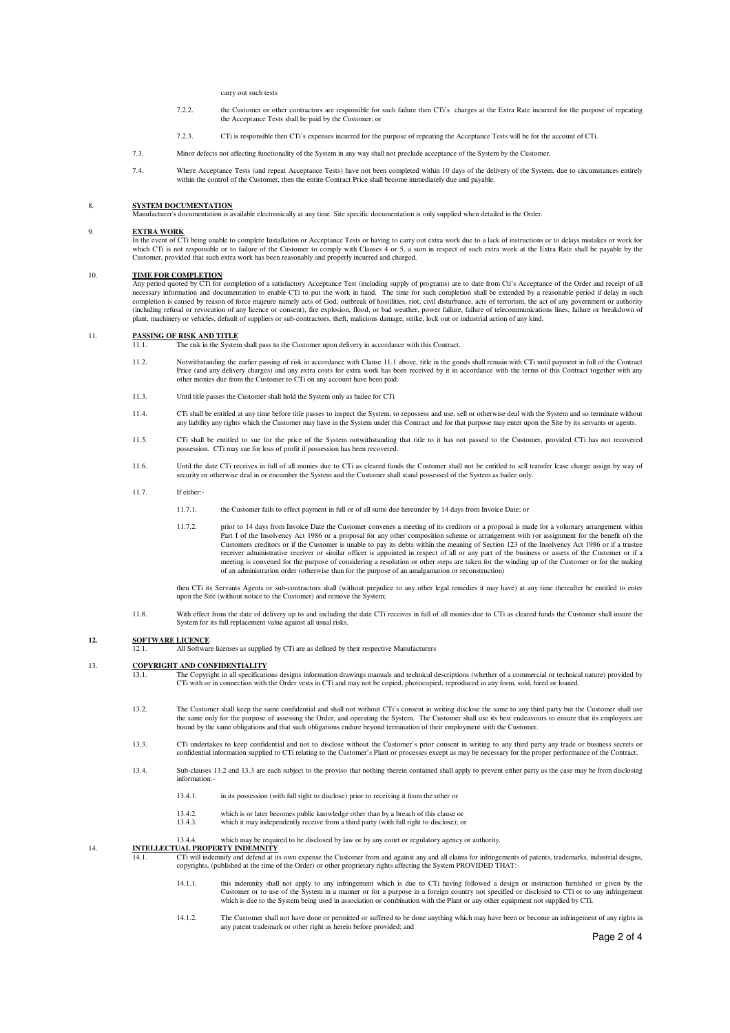carry out such tests

7.2.2. the Customer or other contractors are responsible for such failure then CTi's charges at the Extra Rate incurred for the purpose of repeating the Acceptance Tests shall be paid by the Customer; or

7.2.3. CTi is responsible then CTi's expenses incurred for the purpose of repeating the Acceptance Tests will be for the account of CTi.

7.3. Minor defects not affecting functionality of the System in any way shall not preclude acceptance of the System by the Customer.

7.4. Where Acceptance Tests (and repeat Acceptance Tests) have not been completed within 10 days of the delivery of the System, due to circumstances entirely within the control of the Customer, then the entire Contract Price shall become immediately due and payable.

8. **SYSTEM DOCUMENTATION**

Manufacturer's documentation is available electronically at any time. Site specific documentation is only supplied when detailed in the Order.

9. **EXTRA WORK**

In the event of CTi being unable to complete Installation or Acceptance Tests or having to carry out extra work due to a lack of instructions or to delays mistakes or work for which CTi is not responsible or to failure of the Customer to comply with Clauses 4 or 5, a sum in respect of such extra work at the Extra Rate shall be payable by the Customer, provided that such extra work has been reasonably and properly incurred and charged.

10. **TIME FOR COMPLETION**

Any period quoted by CTi for completion of a satisfactory Acceptance Test (including supply of programs) are to date from Cti's Acceptance of the Order and receipt of all necessary information and documentation to enable CTi to put the work in hand. The time for such completion shall be extended by a reasonable period if delay in such completion is caused by reason of force majeure namely acts of God, outbreak of hostilities, riot, civil disturbance, acts of terrorism, the act of any government or authority (including refusal or revocation of any licence or consent), fire explosion, flood, or bad weather, power failure, failure of telecommunications lines, failure or breakdown of plant, machinery or vehicles, default of suppliers or sub-contractors, theft, malicious damage, strike, lock out or industrial action of any kind.

11. **PASSING OF RISK AND TITLE**

11.1. The risk in the System shall pass to the Customer upon delivery in accordance with this Contract.

11.2. Notwithstanding the earlier passing of risk in accordance with Clause 11.1 above, title in the goods shall remain with CTi until payment in full of the Contract Price (and any delivery charges) and any extra costs for extra work has been received by it in accordance with the terms of this Contract together with any other monies due from the Customer to CTi on any account have been paid.

11.3. Until title passes the Customer shall hold the System only as bailee for CTi

11.4. CTi shall be entitled at any time before title passes to inspect the System, to repossess and use, sell or otherwise deal with the System and so terminate without any liability any rights which the Customer may have in the System under this Contract and for that purpose may enter upon the Site by its servants or agents.

11.5. CTi shall be entitled to sue for the price of the System notwithstanding that title to it has not passed to the Customer, provided CTi has not recovered possession. CTi may sue for loss of profit if possession has been recovered.

11.6. Until the date CTi receives in full of all monies due to CTi as cleared funds the Customer shall not be entitled to sell transfer lease charge assign by way of security or otherwise deal in or encumber the System and the Customer shall stand possessed of the System as bailee only.

11.7. If either:-

11.7.1. the Customer fails to effect payment in full or of all sums due hereunder by 14 days from Invoice Date; or

11.7.2. prior to 14 days from Invoice Date the Customer convenes a meeting of its creditors or a proposal is made for a voluntary arrangement within Part I of the Insolvency Act 1986 or a proposal for any other composition scheme or arrangement with (or assignment for the benefit of) the Customers creditors or if the Customer is unable to pay its debts within the meaning of Section 123 of the Insolvency Act 1986 or if a trustee receiver administrative receiver or similar officer is appointed in respect of all or any part of the business or assets of the Customer or if a meeting is convened for the purpose of considering a resolution or other steps are taken for the winding up of the Customer or for the making of an administration order (otherwise than for the purpose of an amalgamation or reconstruction)

then CTi its Servants Agents or sub-contractors shall (without prejudice to any other legal remedies it may have) at any time thereafter be entitled to enter upon the Site (without notice to the Customer) and remove the System;

11.8. With effect from the date of delivery up to and including the date CTi receives in full of all monies due to CTi as cleared funds the Customer shall insure the System for its full replacement value against all usual risks.

**12. SOFTWARE LICENCE**

12.1. All Software licenses as supplied by CTi are as defined by their respective Manufacturers

13. **COPYRIGHT AND CONFIDENTIALITY**

13.1. The Copyright in all specifications designs information drawings manuals and technical descriptions (whether of a commercial or technical nature) provided by CTi with or in connection with the Order vests in CTi and may not be copied, photocopied, reproduced in any form, sold, hired or loaned.

13.2. The Customer shall keep the same confidential and shall not without CTi's consent in writing disclose the same to any third party but the Customer shall use the same only for the purpose of assessing the Order, and operating the System. The Customer shall use its best endeavours to ensure that its employees are bound by the same obligations and that such obligations endure beyond termination of their employment with the Customer.

13.3. CTi undertakes to keep confidential and not to disclose without the Customer's prior consent in writing to any third party any trade or business secrets or confidential information supplied to CTi relating to the Customer's Plant or processes except as may be necessary for the proper performance of the Contract.

13.4. Sub-clauses 13.2 and 13.3 are each subject to the proviso that nothing therein contained shall apply to prevent either party as the case may be from disclosing information:-

13.4.1. in its possession (with full right to disclose) prior to receiving it from the other or

13.4.2. which is or later becomes public knowledge other than by a breach of this clause or

13.4.3. which it may independently receive from a third party (with full right to disclose); or

13.4.4. which may be required to be disclosed by law or by any court or regulatory agency or authority.

14. **INTELLECTUAL PROPERTY INDEMNITY**

14.1. CTi will indemnify and defend at its own expense the Customer from and against any and all claims for infringements of patents, trademarks, industrial designs, copyrights, (published at the time of the Order) or other proprietary rights affecting the System PROVIDED THAT:-

14.1.1. this indemnity shall not apply to any infringement which is due to CTi having followed a design or instruction furnished or given by the Customer or to use of the System in a manner or for a purpose in a foreign country not specified or disclosed to CTi or to any infringement which is due to the System being used in association or combination with the Plant or any other equipment not supplied by CTi.

14.1.2. The Customer shall not have done or permitted or suffered to be done anything which may have been or become an infringement of any rights in any patent trademark or other right as herein before provided; and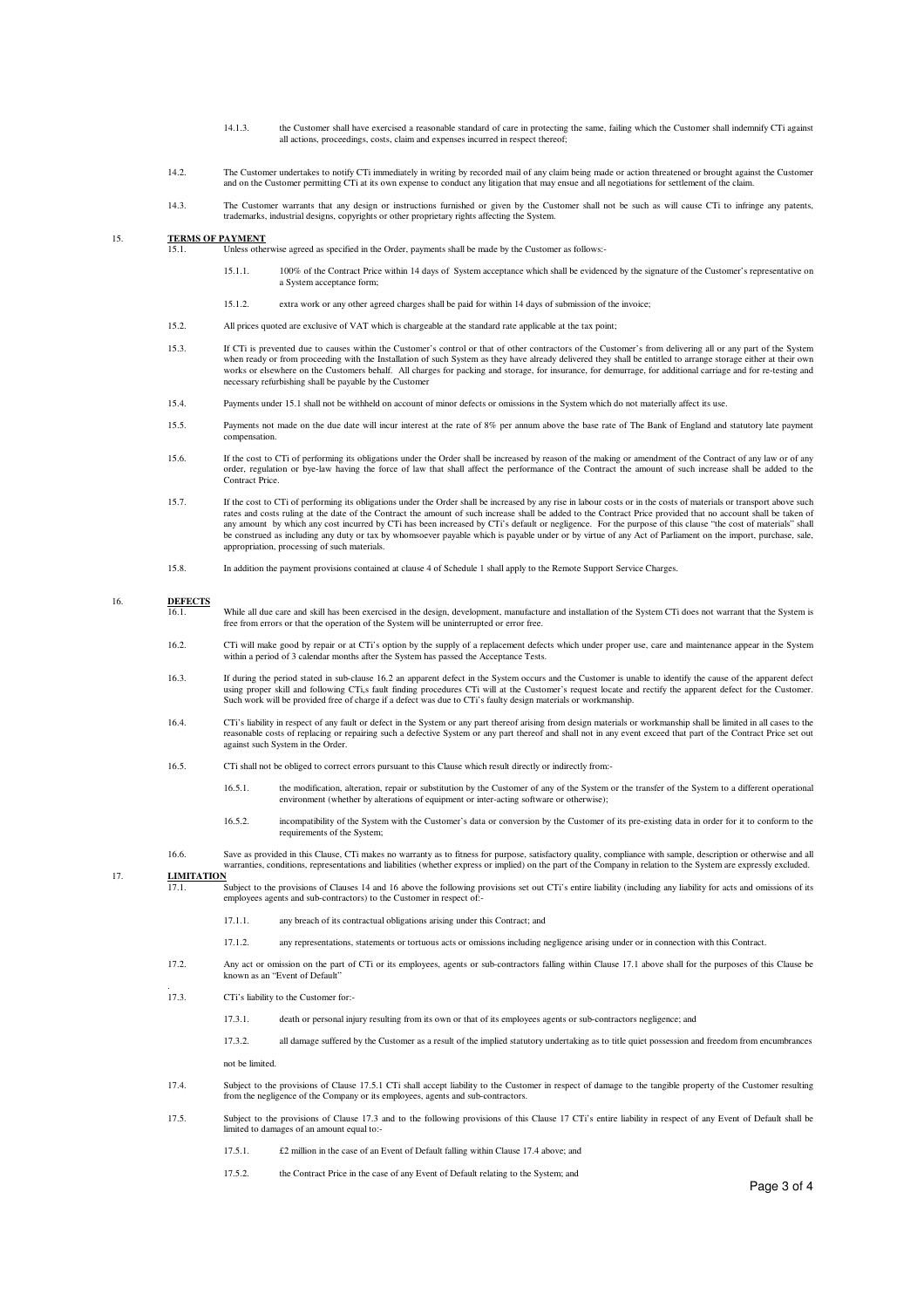14.1.3. the Customer shall have exercised a reasonable standard of care in protecting the same, failing which the Customer shall indemnify CTi against all actions, proceedings, costs, claim and expenses incurred in respect thereof;

14.2. The Customer undertakes to notify CTi immediately in writing by recorded mail of any claim being made or action threatened or brought against the Customer and on the Customer permitting CTi at its own expense to conduct any litigation that may ensue and all negotiations for settlement of the claim.

14.3. The Customer warrants that any design or instructions furnished or given by the Customer shall not be such as will cause CTi to infringe any patents, trademarks, industrial designs, copyrights or other proprietary rights affecting the System.

15. **TERMS OF PAYMENT**

15.1. Unless otherwise agreed as specified in the Order, payments shall be made by the Customer as follows:-

15.1.1. 100% of the Contract Price within 14 days of System acceptance which shall be evidenced by the signature of the Customer's representative on a System acceptance form;

15.1.2. extra work or any other agreed charges shall be paid for within 14 days of submission of the invoice;

15.2. All prices quoted are exclusive of VAT which is chargeable at the standard rate applicable at the tax point;

15.3. If CTi is prevented due to causes within the Customer's control or that of other contractors of the Customer's from delivering all or any part of the System when ready or from proceeding with the Installation of such System as they have already delivered they shall be entitled to arrange storage either at their own works or elsewhere on the Customers behalf. All charges for packing and storage, for insurance, for demurrage, for additional carriage and for re-testing and necessary refurbishing shall be payable by the Customer

15.4. Payments under 15.1 shall not be withheld on account of minor defects or omissions in the System which do not materially affect its use.

15.5. Payments not made on the due date will incur interest at the rate of 8% per annum above the base rate of The Bank of England and statutory late payment compensation.

15.6. If the cost to CTi of performing its obligations under the Order shall be increased by reason of the making or amendment of the Contract of any law or of any order, regulation or bye-law having the force of law that shall affect the performance of the Contract the amount of such increase shall be added to the Contract Price.

15.7. If the cost to CTi of performing its obligations under the Order shall be increased by any rise in labour costs or in the costs of materials or transport above such rates and costs ruling at the date of the Contract the amount of such increase shall be added to the Contract Price provided that no account shall be taken of any amount by which any cost incurred by CTi has been increased by CTi's default or negligence. For the purpose of this clause "the cost of materials" shall be construed as including any duty or tax by whomsoever payable which is payable under or by virtue of any Act of Parliament on the import, purchase, sale, appropriation, processing of such materials.

15.8. In addition the payment provisions contained at clause 4 of Schedule 1 shall apply to the Remote Support Service Charges.

16. **DEFECTS**

16.1. While all due care and skill has been exercised in the design, development, manufacture and installation of the System CTi does not warrant that the System is free from errors or that the operation of the System will be uninterrupted or error free.

16.2. CTi will make good by repair or at CTi's option by the supply of a replacement defects which under proper use, care and maintenance appear in the System within a period of 3 calendar months after the System has passed the Acceptance Tests.

16.3. If during the period stated in sub-clause 16.2 an apparent defect in the System occurs and the Customer is unable to identify the cause of the apparent defect using proper skill and following CTi,s fault finding procedures CTi will at the Customer's request locate and rectify the apparent defect for the Customer. Such work will be provided free of charge if a defect was due to CTi's faulty design materials or workmanship.

16.4. CTi's liability in respect of any fault or defect in the System or any part thereof arising from design materials or workmanship shall be limited in all cases to the reasonable costs of replacing or repairing such a defective System or any part thereof and shall not in any event exceed that part of the Contract Price set out against such System in the Order.

16.5. CTi shall not be obliged to correct errors pursuant to this Clause which result directly or indirectly from:-

16.5.1. the modification, alteration, repair or substitution by the Customer of any of the System or the transfer of the System to a different operational environment (whether by alterations of equipment or inter-acting software or otherwise);

16.5.2. incompatibility of the System with the Customer's data or conversion by the Customer of its pre-existing data in order for it to conform to the requirements of the System;

16.6. Save as provided in this Clause, CTi makes no warranty as to fitness for purpose, satisfactory quality, compliance with sample, description or otherwise and all warranties, conditions, representations and liabilities (whether express or implied) on the part of the Company in relation to the System are expressly excluded.

17. **LIMITATION**

17.1. Subject to the provisions of Clauses 14 and 16 above the following provisions set out CTi's entire liability (including any liability for acts and omissions of its employees agents and sub-contractors) to the Customer in respect of:-

17.1.1. any breach of its contractual obligations arising under this Contract; and

17.1.2. any representations, statements or tortuous acts or omissions including negligence arising under or in connection with this Contract.

17.2. Any act or omission on the part of CTi or its employees, agents or sub-contractors falling within Clause 17.1 above shall for the purposes of this Clause be known as an "Event of Default"

17.3. CTi's liability to the Customer for:-

17.3.1. death or personal injury resulting from its own or that of its employees agents or sub-contractors negligence; and

17.3.2. all damage suffered by the Customer as a result of the implied statutory undertaking as to title quiet possession and freedom from encumbrances

not be limited.

17.4. Subject to the provisions of Clause 17.5.1 CTi shall accept liability to the Customer in respect of damage to the tangible property of the Customer resulting from the negligence of the Company or its employees, agents and sub-contractors.

17.5. Subject to the provisions of Clause 17.3 and to the following provisions of this Clause 17 CTi's entire liability in respect of any Event of Default shall be limited to damages of an amount equal to:-

17.5.1. £2 million in the case of an Event of Default falling within Clause 17.4 above; and

17.5.2. the Contract Price in the case of any Event of Default relating to the System; and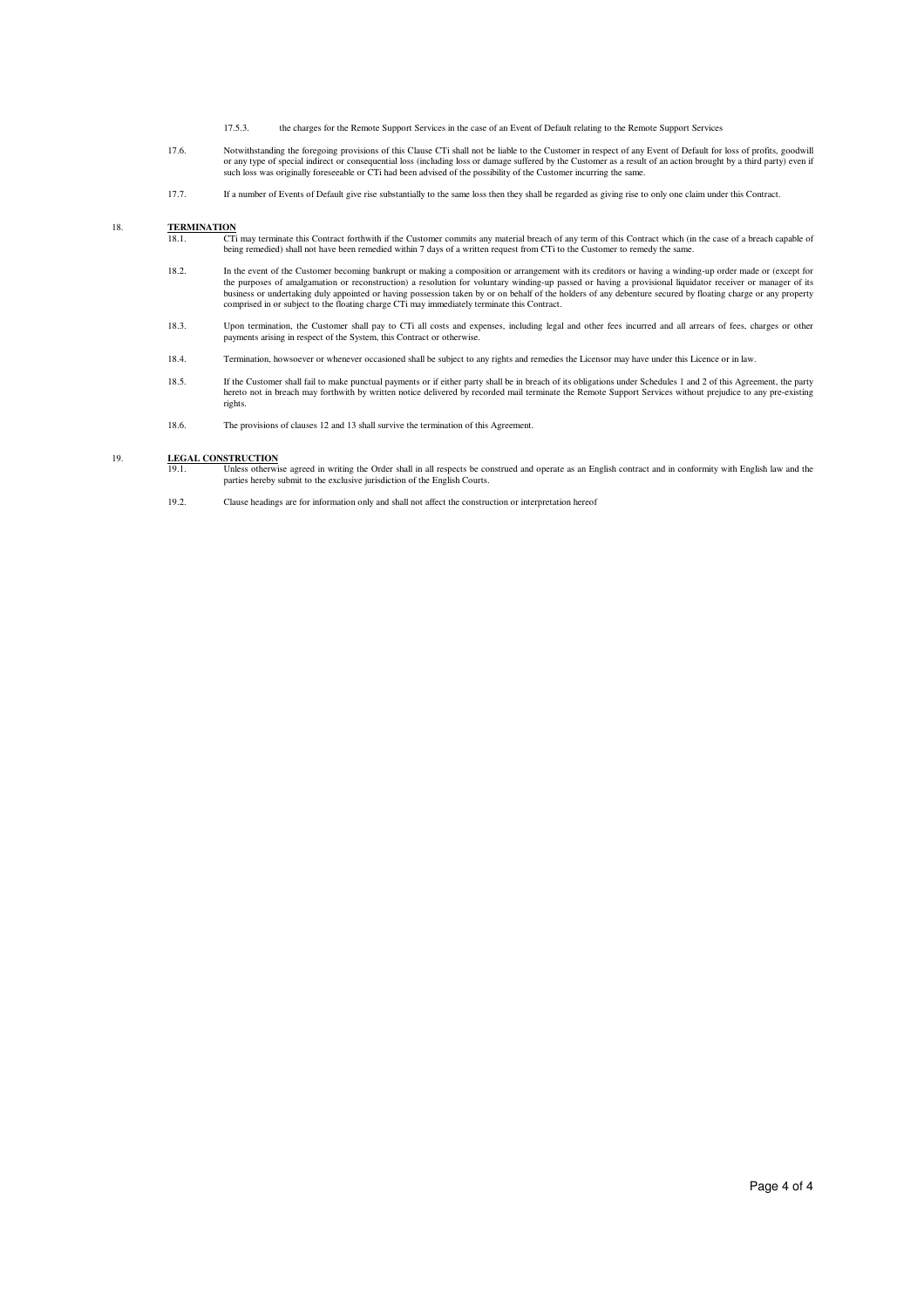17.5.3. the charges for the Remote Support Services in the case of an Event of Default relating to the Remote Support Services

17.6. Notwithstanding the foregoing provisions of this Clause CTi shall not be liable to the Customer in respect of any Event of Default for loss of profits, goodwill or any type of special indirect or consequential loss (including loss or damage suffered by the Customer as a result of an action brought by a third party) even if such loss was originally foreseeable or CTi had been advised of the possibility of the Customer incurring the same.

17.7. If a number of Events of Default give rise substantially to the same loss then they shall be regarded as giving rise to only one claim under this Contract.

## 18. TERMINATION

18.1. CTi may terminate this Contract forthwith if the Customer commits any material breach of any term of this Contract which (in the case of a breach capable of being remedied) shall not have been remedied within 7 days of a written request from CTi to the Customer to remedy the same.

18.2. In the event of the Customer becoming bankrupt or making a composition or arrangement with its creditors or having a winding-up order made or (except for the purposes of amalgamation or reconstruction) a resolution for voluntary winding-up passed or having a provisional liquidator receiver or manager of its business or undertaking duly appointed or having possession taken by or on behalf of the holders of any debenture secured by floating charge or any property comprised in or subject to the floating charge CTi may immediately terminate this Contract.

18.3. Upon termination, the Customer shall pay to CTi all costs and expenses, including legal and other fees incurred and all arrears of fees, charges or other payments arising in respect of the System, this Contract or otherwise.

18.4. Termination, howsoever or whenever occasioned shall be subject to any rights and remedies the Licensor may have under this Licence or in law.

18.5. If the Customer shall fail to make punctual payments or if either party shall be in breach of its obligations under Schedules 1 and 2 of this Agreement, the party hereto not in breach may forthwith by written notice delivered by recorded mail terminate the Remote Support Services without prejudice to any pre-existing rights.

18.6. The provisions of clauses 12 and 13 shall survive the termination of this Agreement.

## 19. LEGAL CONSTRUCTION

19.1. Unless otherwise agreed in writing the Order shall in all respects be construed and operate as an English contract and in conformity with English law and the parties hereby submit to the exclusive jurisdiction of the English Courts.

19.2. Clause headings are for information only and shall not affect the construction or interpretation hereof